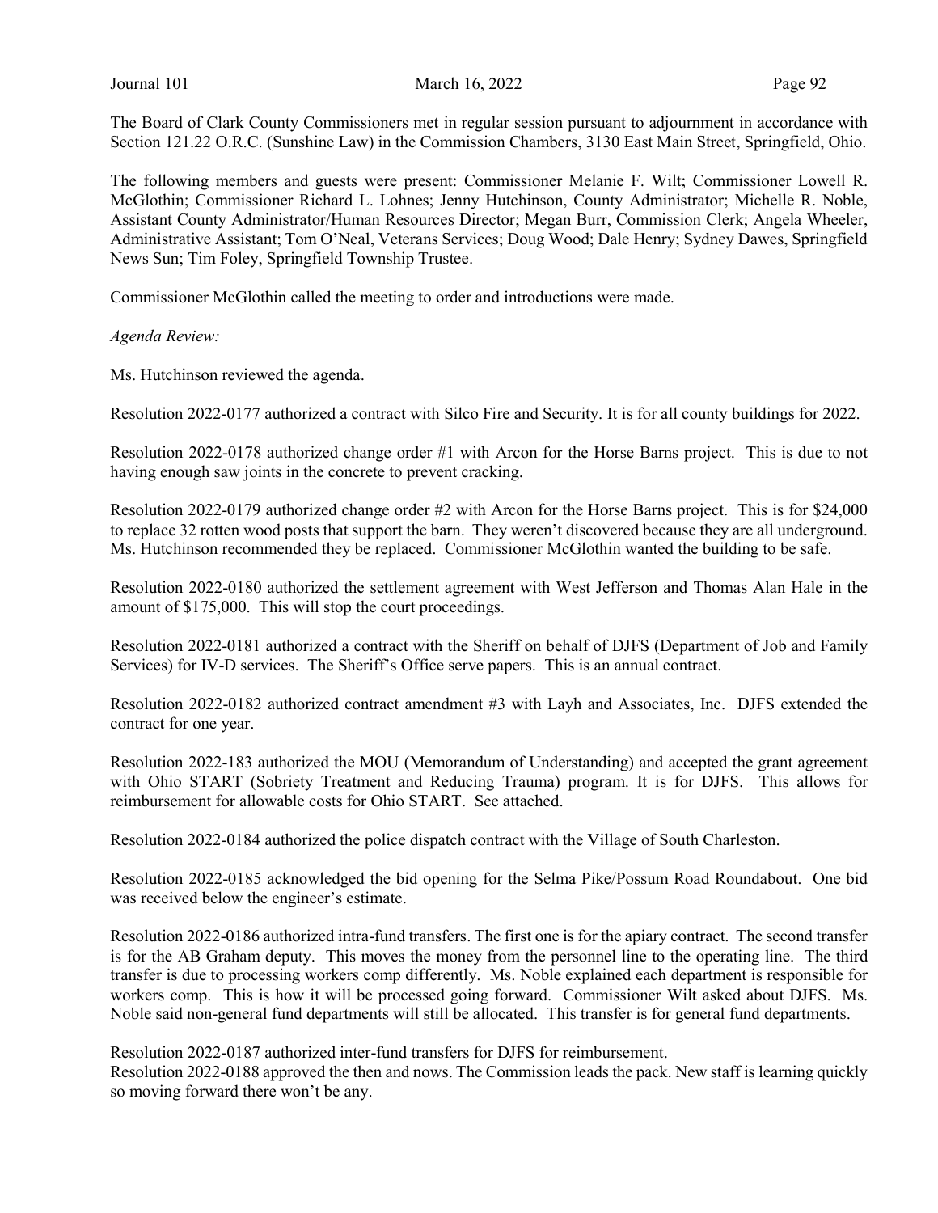The Board of Clark County Commissioners met in regular session pursuant to adjournment in accordance with Section 121.22 O.R.C. (Sunshine Law) in the Commission Chambers, 3130 East Main Street, Springfield, Ohio.

The following members and guests were present: Commissioner Melanie F. Wilt; Commissioner Lowell R. McGlothin; Commissioner Richard L. Lohnes; Jenny Hutchinson, County Administrator; Michelle R. Noble, Assistant County Administrator/Human Resources Director; Megan Burr, Commission Clerk; Angela Wheeler, Administrative Assistant; Tom O'Neal, Veterans Services; Doug Wood; Dale Henry; Sydney Dawes, Springfield News Sun; Tim Foley, Springfield Township Trustee.

Commissioner McGlothin called the meeting to order and introductions were made.

*Agenda Review:*

Ms. Hutchinson reviewed the agenda.

Resolution 2022-0177 authorized a contract with Silco Fire and Security. It is for all county buildings for 2022.

Resolution 2022-0178 authorized change order #1 with Arcon for the Horse Barns project. This is due to not having enough saw joints in the concrete to prevent cracking.

Resolution 2022-0179 authorized change order #2 with Arcon for the Horse Barns project. This is for $24,000 to replace 32 rotten wood posts that support the barn. They weren't discovered because they are all underground. Ms. Hutchinson recommended they be replaced. Commissioner McGlothin wanted the building to be safe.

Resolution 2022-0180 authorized the settlement agreement with West Jefferson and Thomas Alan Hale in the amount of $175,000. This will stop the court proceedings.

Resolution 2022-0181 authorized a contract with the Sheriff on behalf of DJFS (Department of Job and Family Services) for IV-D services. The Sheriff's Office serve papers. This is an annual contract.

Resolution 2022-0182 authorized contract amendment #3 with Layh and Associates, Inc. DJFS extended the contract for one year.

Resolution 2022-183 authorized the MOU (Memorandum of Understanding) and accepted the grant agreement with Ohio START (Sobriety Treatment and Reducing Trauma) program. It is for DJFS. This allows for reimbursement for allowable costs for Ohio START. See attached.

Resolution 2022-0184 authorized the police dispatch contract with the Village of South Charleston.

Resolution 2022-0185 acknowledged the bid opening for the Selma Pike/Possum Road Roundabout. One bid was received below the engineer's estimate.

Resolution 2022-0186 authorized intra-fund transfers. The first one is for the apiary contract. The second transfer is for the AB Graham deputy. This moves the money from the personnel line to the operating line. The third transfer is due to processing workers comp differently. Ms. Noble explained each department is responsible for workers comp. This is how it will be processed going forward. Commissioner Wilt asked about DJFS. Ms. Noble said non-general fund departments will still be allocated. This transfer is for general fund departments.

Resolution 2022-0187 authorized inter-fund transfers for DJFS for reimbursement.
Resolution 2022-0188 approved the then and nows. The Commission leads the pack. New staff is learning quickly so moving forward there won't be any.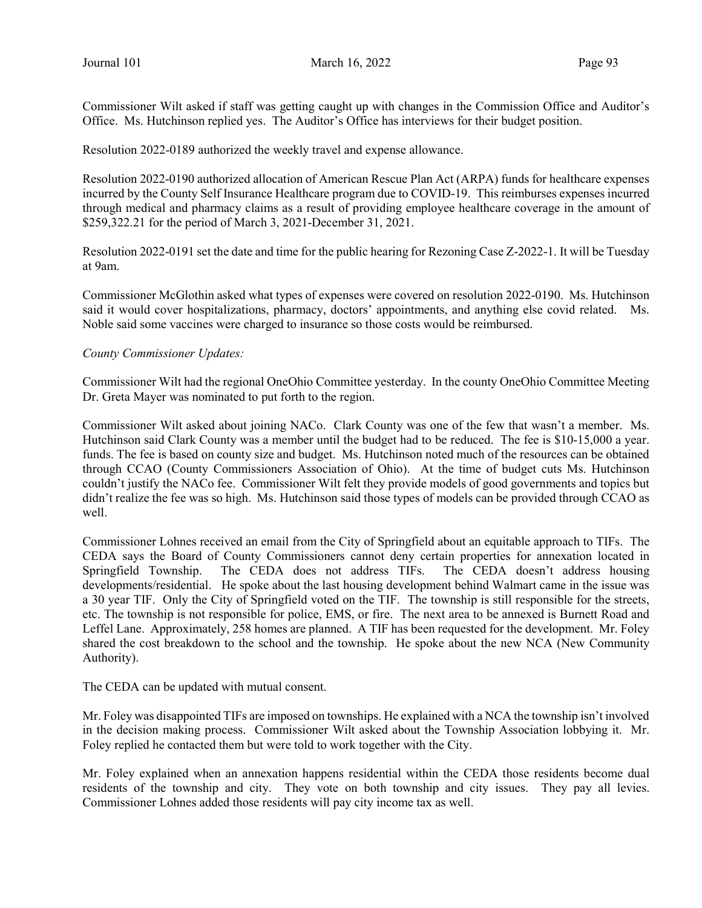Commissioner Wilt asked if staff was getting caught up with changes in the Commission Office and Auditor's Office. Ms. Hutchinson replied yes. The Auditor's Office has interviews for their budget position.

Resolution 2022-0189 authorized the weekly travel and expense allowance.

Resolution 2022-0190 authorized allocation of American Rescue Plan Act (ARPA) funds for healthcare expenses incurred by the County Self Insurance Healthcare program due to COVID-19. This reimburses expenses incurred through medical and pharmacy claims as a result of providing employee healthcare coverage in the amount of $259,322.21 for the period of March 3, 2021-December 31, 2021.

Resolution 2022-0191 set the date and time for the public hearing for Rezoning Case Z-2022-1. It will be Tuesday at 9am.

Commissioner McGlothin asked what types of expenses were covered on resolution 2022-0190. Ms. Hutchinson said it would cover hospitalizations, pharmacy, doctors' appointments, and anything else covid related. Ms. Noble said some vaccines were charged to insurance so those costs would be reimbursed.

*County Commissioner Updates:*

Commissioner Wilt had the regional OneOhio Committee yesterday. In the county OneOhio Committee Meeting Dr. Greta Mayer was nominated to put forth to the region.

Commissioner Wilt asked about joining NACo. Clark County was one of the few that wasn't a member. Ms. Hutchinson said Clark County was a member until the budget had to be reduced. The fee is $10-15,000 a year. funds. The fee is based on county size and budget. Ms. Hutchinson noted much of the resources can be obtained through CCAO (County Commissioners Association of Ohio). At the time of budget cuts Ms. Hutchinson couldn't justify the NACo fee. Commissioner Wilt felt they provide models of good governments and topics but didn't realize the fee was so high. Ms. Hutchinson said those types of models can be provided through CCAO as well.

Commissioner Lohnes received an email from the City of Springfield about an equitable approach to TIFs. The CEDA says the Board of County Commissioners cannot deny certain properties for annexation located in Springfield Township. The CEDA does not address TIFs. The CEDA doesn't address housing developments/residential. He spoke about the last housing development behind Walmart came in the issue was a 30 year TIF. Only the City of Springfield voted on the TIF. The township is still responsible for the streets, etc. The township is not responsible for police, EMS, or fire. The next area to be annexed is Burnett Road and Leffel Lane. Approximately, 258 homes are planned. A TIF has been requested for the development. Mr. Foley shared the cost breakdown to the school and the township. He spoke about the new NCA (New Community Authority).

The CEDA can be updated with mutual consent.

Mr. Foley was disappointed TIFs are imposed on townships. He explained with a NCA the township isn't involved in the decision making process. Commissioner Wilt asked about the Township Association lobbying it. Mr. Foley replied he contacted them but were told to work together with the City.

Mr. Foley explained when an annexation happens residential within the CEDA those residents become dual residents of the township and city. They vote on both township and city issues. They pay all levies. Commissioner Lohnes added those residents will pay city income tax as well.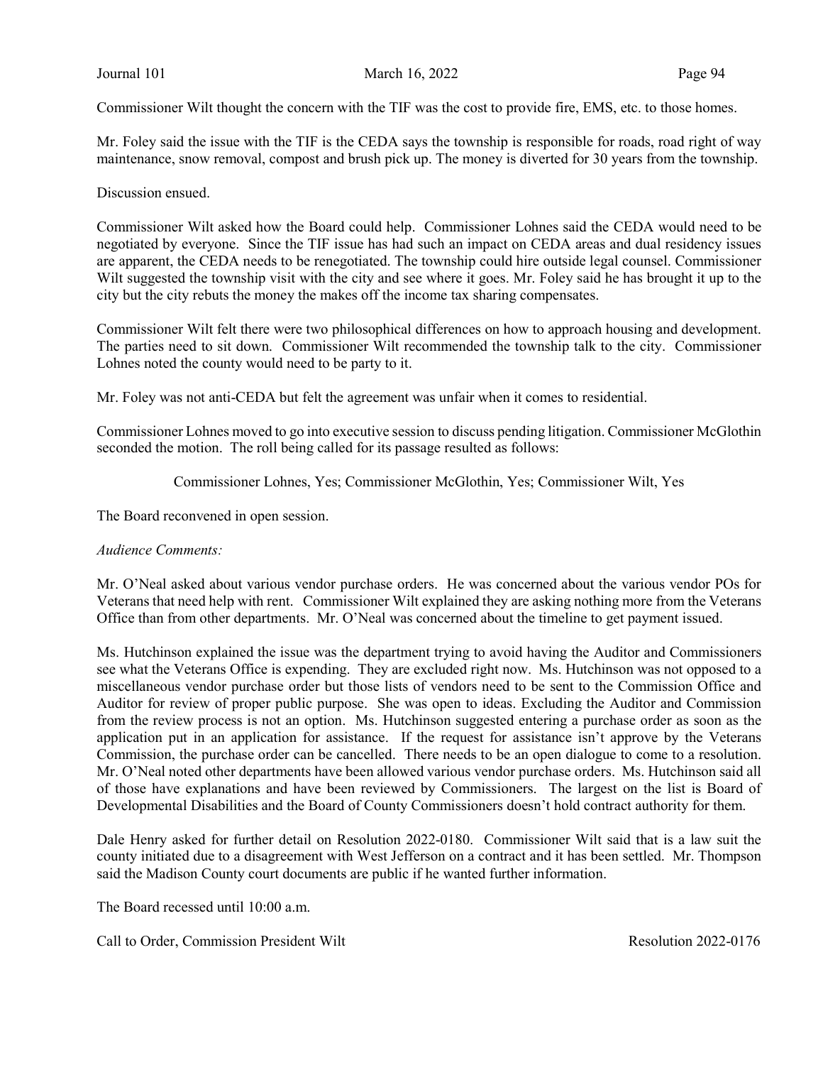Commissioner Wilt thought the concern with the TIF was the cost to provide fire, EMS, etc. to those homes.

Mr. Foley said the issue with the TIF is the CEDA says the township is responsible for roads, road right of way maintenance, snow removal, compost and brush pick up. The money is diverted for 30 years from the township.

Discussion ensued.

Commissioner Wilt asked how the Board could help. Commissioner Lohnes said the CEDA would need to be negotiated by everyone. Since the TIF issue has had such an impact on CEDA areas and dual residency issues are apparent, the CEDA needs to be renegotiated. The township could hire outside legal counsel. Commissioner Wilt suggested the township visit with the city and see where it goes. Mr. Foley said he has brought it up to the city but the city rebuts the money the makes off the income tax sharing compensates.

Commissioner Wilt felt there were two philosophical differences on how to approach housing and development. The parties need to sit down. Commissioner Wilt recommended the township talk to the city. Commissioner Lohnes noted the county would need to be party to it.

Mr. Foley was not anti-CEDA but felt the agreement was unfair when it comes to residential.

Commissioner Lohnes moved to go into executive session to discuss pending litigation. Commissioner McGlothin seconded the motion. The roll being called for its passage resulted as follows:

Commissioner Lohnes, Yes; Commissioner McGlothin, Yes; Commissioner Wilt, Yes

The Board reconvened in open session.

*Audience Comments:*

Mr. O'Neal asked about various vendor purchase orders. He was concerned about the various vendor POs for Veterans that need help with rent. Commissioner Wilt explained they are asking nothing more from the Veterans Office than from other departments. Mr. O'Neal was concerned about the timeline to get payment issued.

Ms. Hutchinson explained the issue was the department trying to avoid having the Auditor and Commissioners see what the Veterans Office is expending. They are excluded right now. Ms. Hutchinson was not opposed to a miscellaneous vendor purchase order but those lists of vendors need to be sent to the Commission Office and Auditor for review of proper public purpose. She was open to ideas. Excluding the Auditor and Commission from the review process is not an option. Ms. Hutchinson suggested entering a purchase order as soon as the application put in an application for assistance. If the request for assistance isn't approve by the Veterans Commission, the purchase order can be cancelled. There needs to be an open dialogue to come to a resolution. Mr. O'Neal noted other departments have been allowed various vendor purchase orders. Ms. Hutchinson said all of those have explanations and have been reviewed by Commissioners. The largest on the list is Board of Developmental Disabilities and the Board of County Commissioners doesn't hold contract authority for them.

Dale Henry asked for further detail on Resolution 2022-0180. Commissioner Wilt said that is a law suit the county initiated due to a disagreement with West Jefferson on a contract and it has been settled. Mr. Thompson said the Madison County court documents are public if he wanted further information.

The Board recessed until 10:00 a.m.

Call to Order, Commission President Wilt — Resolution 2022-0176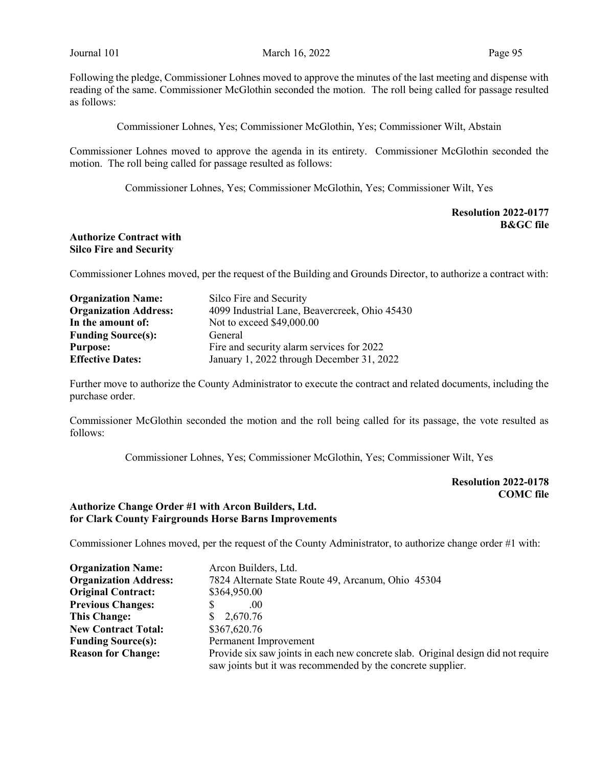Following the pledge, Commissioner Lohnes moved to approve the minutes of the last meeting and dispense with reading of the same. Commissioner McGlothin seconded the motion. The roll being called for passage resulted as follows:

Commissioner Lohnes, Yes; Commissioner McGlothin, Yes; Commissioner Wilt, Abstain

Commissioner Lohnes moved to approve the agenda in its entirety. Commissioner McGlothin seconded the motion. The roll being called for passage resulted as follows:

Commissioner Lohnes, Yes; Commissioner McGlothin, Yes; Commissioner Wilt, Yes

**Resolution 2022-0177**
**B&GC file**

**Authorize Contract with**
**Silco Fire and Security**

Commissioner Lohnes moved, per the request of the Building and Grounds Director, to authorize a contract with:

| | |
|---|---|
| **Organization Name:** | Silco Fire and Security |
| **Organization Address:** | 4099 Industrial Lane, Beavercreek, Ohio 45430 |
| **In the amount of:** | Not to exceed $49,000.00 |
| **Funding Source(s):** | General |
| **Purpose:** | Fire and security alarm services for 2022 |
| **Effective Dates:** | January 1, 2022 through December 31, 2022 |

Further move to authorize the County Administrator to execute the contract and related documents, including the purchase order.

Commissioner McGlothin seconded the motion and the roll being called for its passage, the vote resulted as follows:

Commissioner Lohnes, Yes; Commissioner McGlothin, Yes; Commissioner Wilt, Yes

**Resolution 2022-0178**
**COMC file**

**Authorize Change Order #1 with Arcon Builders, Ltd.**
**for Clark County Fairgrounds Horse Barns Improvements**

Commissioner Lohnes moved, per the request of the County Administrator, to authorize change order #1 with:

| | |
|---|---|
| **Organization Name:** | Arcon Builders, Ltd. |
| **Organization Address:** | 7824 Alternate State Route 49, Arcanum, Ohio 45304 |
| **Original Contract:** | $364,950.00 |
| **Previous Changes:** | $ .00 |
| **This Change:** | $ 2,670.76 |
| **New Contract Total:** | $367,620.76 |
| **Funding Source(s):** | Permanent Improvement |
| **Reason for Change:** | Provide six saw joints in each new concrete slab. Original design did not require saw joints but it was recommended by the concrete supplier. |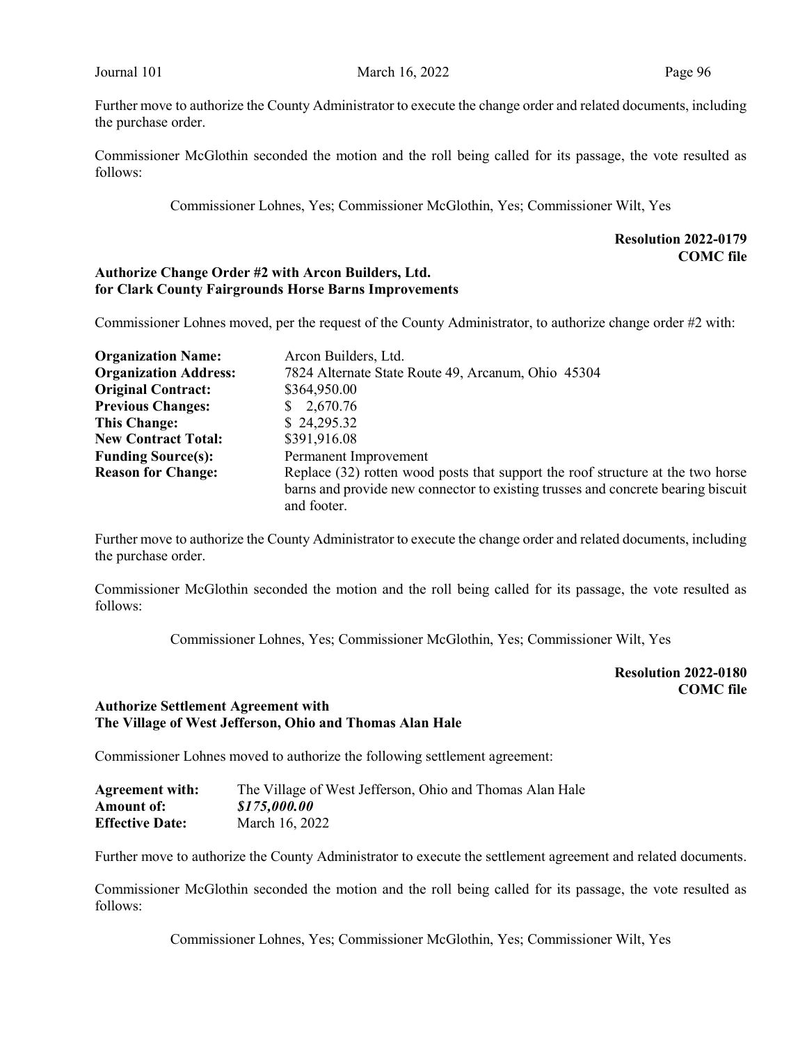Further move to authorize the County Administrator to execute the change order and related documents, including the purchase order.

Commissioner McGlothin seconded the motion and the roll being called for its passage, the vote resulted as follows:

Commissioner Lohnes, Yes; Commissioner McGlothin, Yes; Commissioner Wilt, Yes

**Resolution 2022-0179**
**COMC file**

**Authorize Change Order #2 with Arcon Builders, Ltd.**
**for Clark County Fairgrounds Horse Barns Improvements**

Commissioner Lohnes moved, per the request of the County Administrator, to authorize change order #2 with:

| | |
|---|---|
| **Organization Name:** | Arcon Builders, Ltd. |
| **Organization Address:** | 7824 Alternate State Route 49, Arcanum, Ohio 45304 |
| **Original Contract:** | $364,950.00 |
| **Previous Changes:** | $ 2,670.76 |
| **This Change:** | $ 24,295.32 |
| **New Contract Total:** | $391,916.08 |
| **Funding Source(s):** | Permanent Improvement |
| **Reason for Change:** | Replace (32) rotten wood posts that support the roof structure at the two horse barns and provide new connector to existing trusses and concrete bearing biscuit and footer. |

Further move to authorize the County Administrator to execute the change order and related documents, including the purchase order.

Commissioner McGlothin seconded the motion and the roll being called for its passage, the vote resulted as follows:

Commissioner Lohnes, Yes; Commissioner McGlothin, Yes; Commissioner Wilt, Yes

**Resolution 2022-0180**
**COMC file**

**Authorize Settlement Agreement with**
**The Village of West Jefferson, Ohio and Thomas Alan Hale**

Commissioner Lohnes moved to authorize the following settlement agreement:

| | |
|---|---|
| **Agreement with:** | The Village of West Jefferson, Ohio and Thomas Alan Hale |
| **Amount of:** | ***$175,000.00*** |
| **Effective Date:** | March 16, 2022 |

Further move to authorize the County Administrator to execute the settlement agreement and related documents.

Commissioner McGlothin seconded the motion and the roll being called for its passage, the vote resulted as follows:

Commissioner Lohnes, Yes; Commissioner McGlothin, Yes; Commissioner Wilt, Yes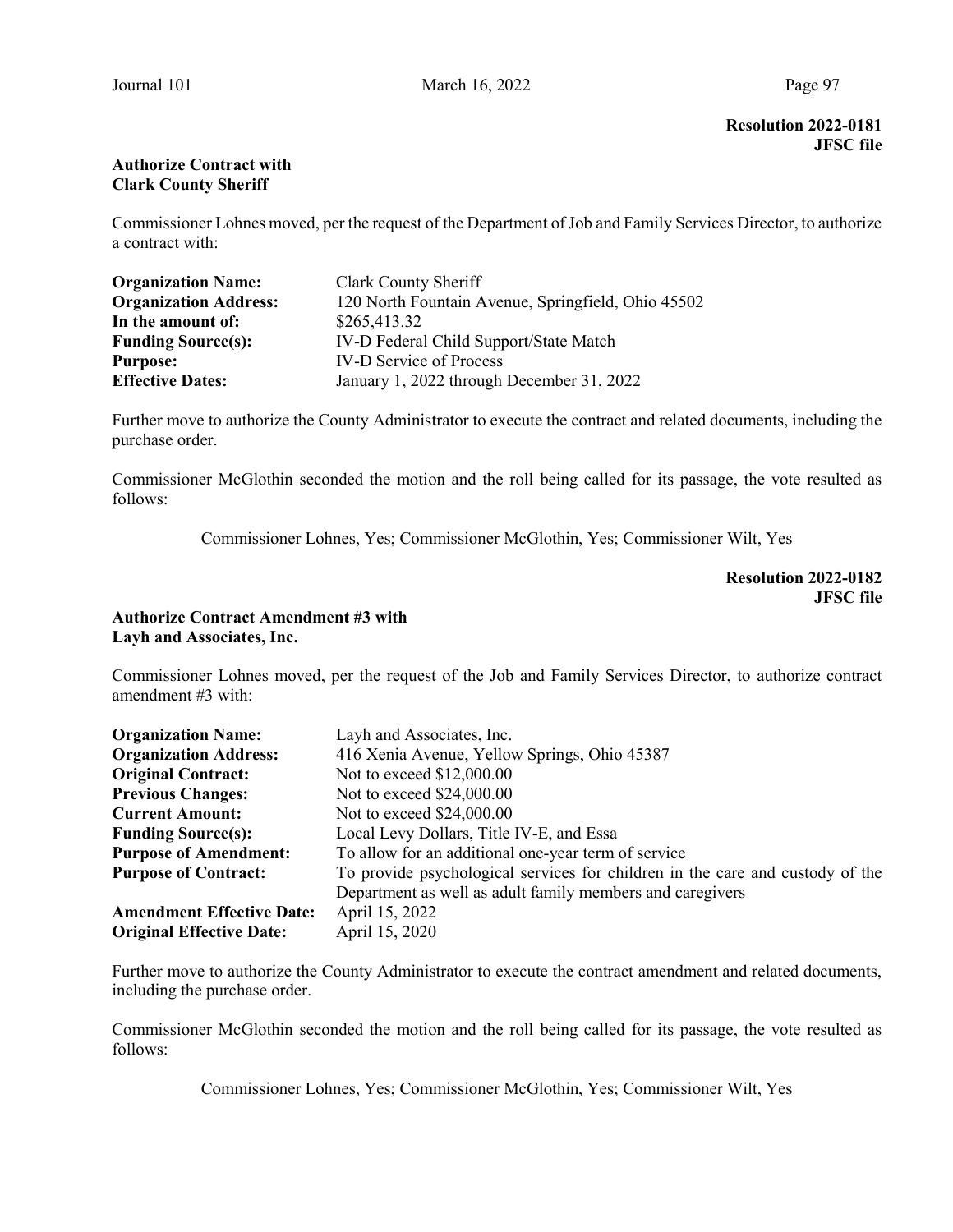**Resolution 2022-0181**
**JFSC file**

**Authorize Contract with Clark County Sheriff**

Commissioner Lohnes moved, per the request of the Department of Job and Family Services Director, to authorize a contract with:

| | |
|---|---|
| **Organization Name:** | Clark County Sheriff |
| **Organization Address:** | 120 North Fountain Avenue, Springfield, Ohio 45502 |
| **In the amount of:** | $265,413.32 |
| **Funding Source(s):** | IV-D Federal Child Support/State Match |
| **Purpose:** | IV-D Service of Process |
| **Effective Dates:** | January 1, 2022 through December 31, 2022 |

Further move to authorize the County Administrator to execute the contract and related documents, including the purchase order.

Commissioner McGlothin seconded the motion and the roll being called for its passage, the vote resulted as follows:

Commissioner Lohnes, Yes; Commissioner McGlothin, Yes; Commissioner Wilt, Yes

**Resolution 2022-0182**
**JFSC file**

**Authorize Contract Amendment #3 with Layh and Associates, Inc.**

Commissioner Lohnes moved, per the request of the Job and Family Services Director, to authorize contract amendment #3 with:

| | |
|---|---|
| **Organization Name:** | Layh and Associates, Inc. |
| **Organization Address:** | 416 Xenia Avenue, Yellow Springs, Ohio 45387 |
| **Original Contract:** | Not to exceed $12,000.00 |
| **Previous Changes:** | Not to exceed $24,000.00 |
| **Current Amount:** | Not to exceed $24,000.00 |
| **Funding Source(s):** | Local Levy Dollars, Title IV-E, and Essa |
| **Purpose of Amendment:** | To allow for an additional one-year term of service |
| **Purpose of Contract:** | To provide psychological services for children in the care and custody of the Department as well as adult family members and caregivers |
| **Amendment Effective Date:** | April 15, 2022 |
| **Original Effective Date:** | April 15, 2020 |

Further move to authorize the County Administrator to execute the contract amendment and related documents, including the purchase order.

Commissioner McGlothin seconded the motion and the roll being called for its passage, the vote resulted as follows:

Commissioner Lohnes, Yes; Commissioner McGlothin, Yes; Commissioner Wilt, Yes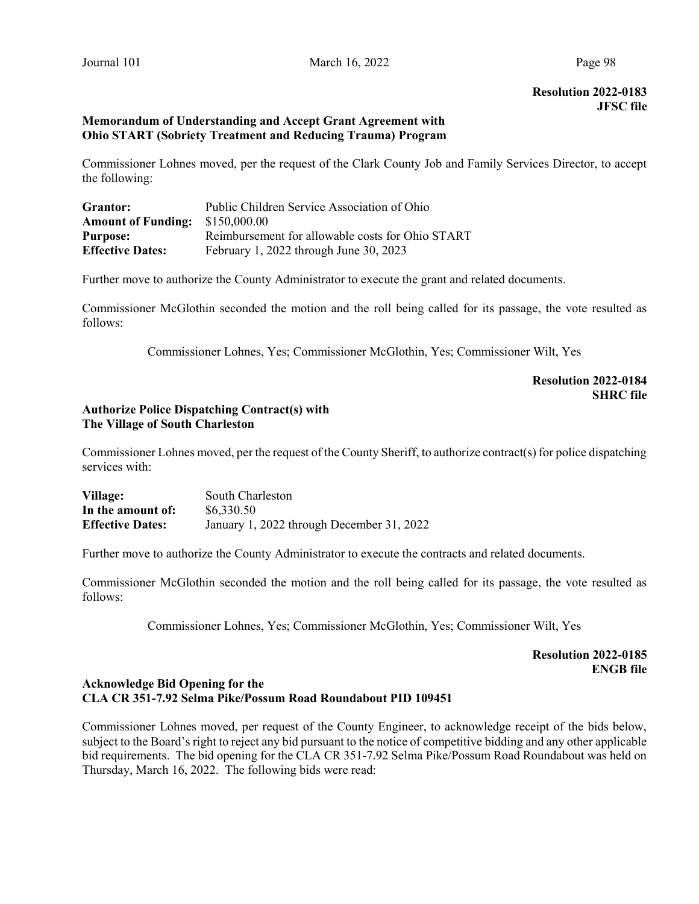**Resolution 2022-0183**
**JFSC file**

**Memorandum of Understanding and Accept Grant Agreement with Ohio START (Sobriety Treatment and Reducing Trauma) Program**

Commissioner Lohnes moved, per the request of the Clark County Job and Family Services Director, to accept the following:

| | |
|---|---|
| **Grantor:** | Public Children Service Association of Ohio |
| **Amount of Funding:** | $150,000.00 |
| **Purpose:** | Reimbursement for allowable costs for Ohio START |
| **Effective Dates:** | February 1, 2022 through June 30, 2023 |

Further move to authorize the County Administrator to execute the grant and related documents.

Commissioner McGlothin seconded the motion and the roll being called for its passage, the vote resulted as follows:

Commissioner Lohnes, Yes; Commissioner McGlothin, Yes; Commissioner Wilt, Yes

**Resolution 2022-0184**
**SHRC file**

**Authorize Police Dispatching Contract(s) with The Village of South Charleston**

Commissioner Lohnes moved, per the request of the County Sheriff, to authorize contract(s) for police dispatching services with:

| | |
|---|---|
| **Village:** | South Charleston |
| **In the amount of:** | $6,330.50 |
| **Effective Dates:** | January 1, 2022 through December 31, 2022 |

Further move to authorize the County Administrator to execute the contracts and related documents.

Commissioner McGlothin seconded the motion and the roll being called for its passage, the vote resulted as follows:

Commissioner Lohnes, Yes; Commissioner McGlothin, Yes; Commissioner Wilt, Yes

**Resolution 2022-0185**
**ENGB file**

**Acknowledge Bid Opening for the CLA CR 351-7.92 Selma Pike/Possum Road Roundabout PID 109451**

Commissioner Lohnes moved, per request of the County Engineer, to acknowledge receipt of the bids below, subject to the Board's right to reject any bid pursuant to the notice of competitive bidding and any other applicable bid requirements. The bid opening for the CLA CR 351-7.92 Selma Pike/Possum Road Roundabout was held on Thursday, March 16, 2022. The following bids were read: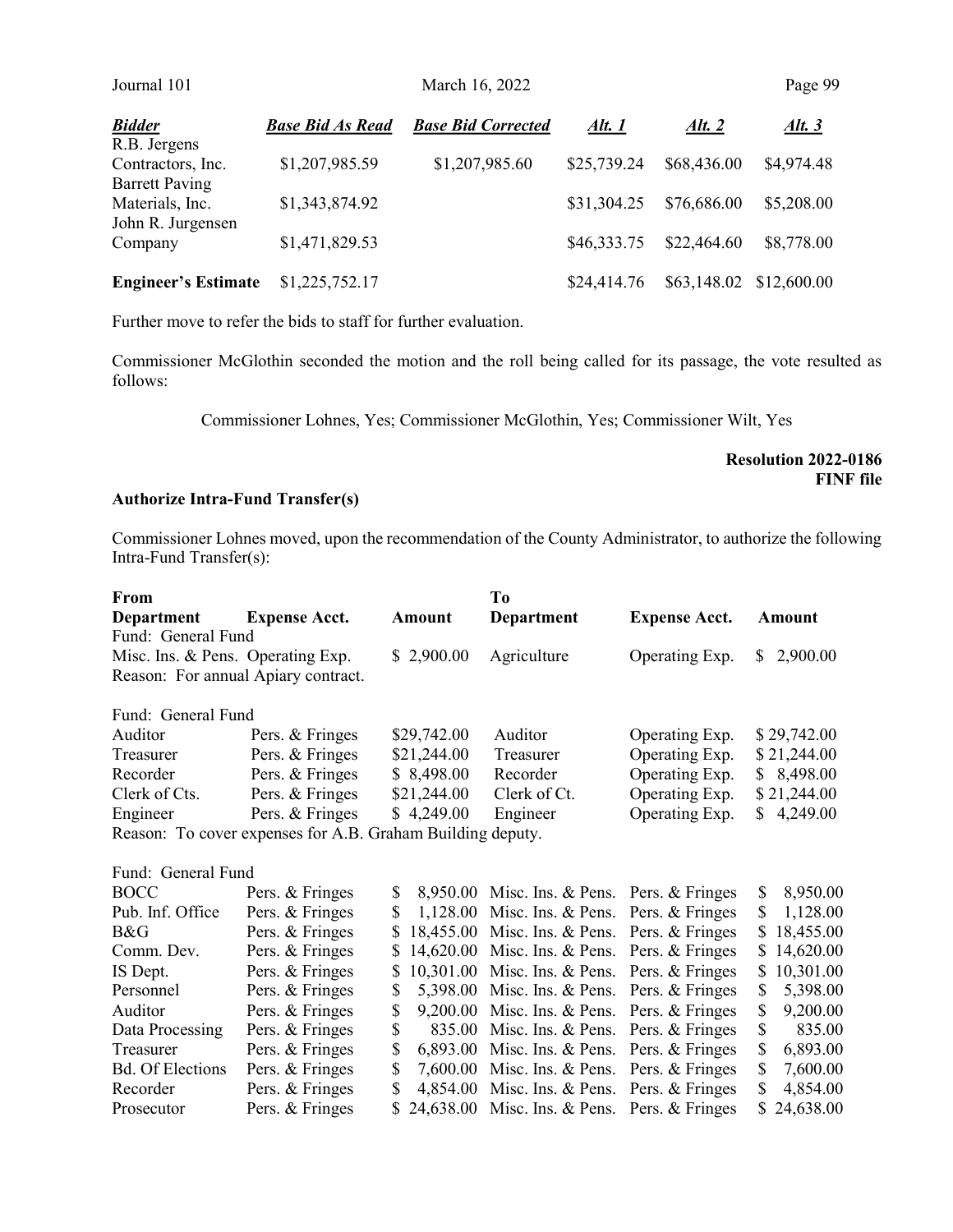| ***Bidder*** | ***Base Bid As Read*** | ***Base Bid Corrected*** | ***Alt. 1*** | ***Alt. 2*** | ***Alt. 3*** |
|---|---|---|---|---|---|
| R.B. Jergens Contractors, Inc. | $1,207,985.59 | $1,207,985.60 | $25,739.24 | $68,436.00 | $4,974.48 |
| Barrett Paving Materials, Inc. | $1,343,874.92 | | $31,304.25 | $76,686.00 | $5,208.00 |
| John R. Jurgensen Company | $1,471,829.53 | | $46,333.75 | $22,464.60 | $8,778.00 |
| **Engineer's Estimate** | $1,225,752.17 | | $24,414.76 | $63,148.02 | $12,600.00 |

Further move to refer the bids to staff for further evaluation.

Commissioner McGlothin seconded the motion and the roll being called for its passage, the vote resulted as follows:

Commissioner Lohnes, Yes; Commissioner McGlothin, Yes; Commissioner Wilt, Yes

**Resolution 2022-0186**
**FINF file**

**Authorize Intra-Fund Transfer(s)**

Commissioner Lohnes moved, upon the recommendation of the County Administrator, to authorize the following Intra-Fund Transfer(s):

| **From Department** | **Expense Acct.** | **Amount** | **To Department** | **Expense Acct.** | **Amount** |
|---|---|---|---|---|---|
| Fund: General Fund | | | | | |
| Misc. Ins. & Pens. | Operating Exp. | $ 2,900.00 | Agriculture | Operating Exp. | $ 2,900.00 |
| Reason: For annual Apiary contract. | | | | | |
| Fund: General Fund | | | | | |
| Auditor | Pers. & Fringes | $29,742.00 | Auditor | Operating Exp. | $ 29,742.00 |
| Treasurer | Pers. & Fringes | $21,244.00 | Treasurer | Operating Exp. | $ 21,244.00 |
| Recorder | Pers. & Fringes | $ 8,498.00 | Recorder | Operating Exp. | $ 8,498.00 |
| Clerk of Cts. | Pers. & Fringes | $21,244.00 | Clerk of Ct. | Operating Exp. | $ 21,244.00 |
| Engineer | Pers. & Fringes | $ 4,249.00 | Engineer | Operating Exp. | $ 4,249.00 |
| Reason: To cover expenses for A.B. Graham Building deputy. | | | | | |
| Fund: General Fund | | | | | |
| BOCC | Pers. & Fringes | $ 8,950.00 | Misc. Ins. & Pens. | Pers. & Fringes | $ 8,950.00 |
| Pub. Inf. Office | Pers. & Fringes | $ 1,128.00 | Misc. Ins. & Pens. | Pers. & Fringes | $ 1,128.00 |
| B&G | Pers. & Fringes | $ 18,455.00 | Misc. Ins. & Pens. | Pers. & Fringes | $ 18,455.00 |
| Comm. Dev. | Pers. & Fringes | $ 14,620.00 | Misc. Ins. & Pens. | Pers. & Fringes | $ 14,620.00 |
| IS Dept. | Pers. & Fringes | $ 10,301.00 | Misc. Ins. & Pens. | Pers. & Fringes | $ 10,301.00 |
| Personnel | Pers. & Fringes | $ 5,398.00 | Misc. Ins. & Pens. | Pers. & Fringes | $ 5,398.00 |
| Auditor | Pers. & Fringes | $ 9,200.00 | Misc. Ins. & Pens. | Pers. & Fringes | $ 9,200.00 |
| Data Processing | Pers. & Fringes | $ 835.00 | Misc. Ins. & Pens. | Pers. & Fringes | $ 835.00 |
| Treasurer | Pers. & Fringes | $ 6,893.00 | Misc. Ins. & Pens. | Pers. & Fringes | $ 6,893.00 |
| Bd. Of Elections | Pers. & Fringes | $ 7,600.00 | Misc. Ins. & Pens. | Pers. & Fringes | $ 7,600.00 |
| Recorder | Pers. & Fringes | $ 4,854.00 | Misc. Ins. & Pens. | Pers. & Fringes | $ 4,854.00 |
| Prosecutor | Pers. & Fringes | $ 24,638.00 | Misc. Ins. & Pens. | Pers. & Fringes | $ 24,638.00 |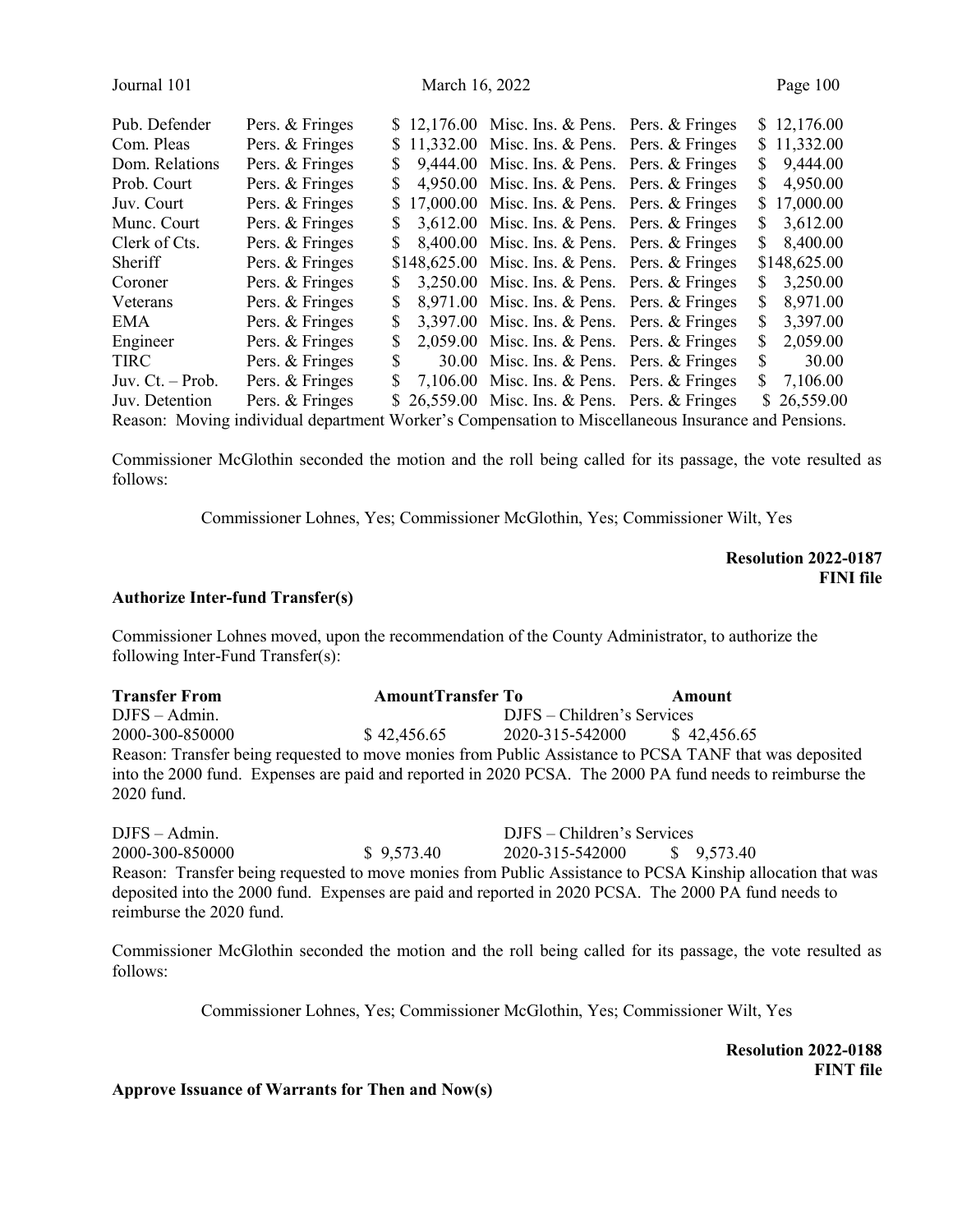| Pub. Defender | Pers. & Fringes | $ 12,176.00 | Misc. Ins. & Pens. | Pers. & Fringes | $ 12,176.00 |
|---|---|---|---|---|---|
| Com. Pleas | Pers. & Fringes | $ 11,332.00 | Misc. Ins. & Pens. | Pers. & Fringes | $ 11,332.00 |
| Dom. Relations | Pers. & Fringes | $ 9,444.00 | Misc. Ins. & Pens. | Pers. & Fringes | $ 9,444.00 |
| Prob. Court | Pers. & Fringes | $ 4,950.00 | Misc. Ins. & Pens. | Pers. & Fringes | $ 4,950.00 |
| Juv. Court | Pers. & Fringes | $ 17,000.00 | Misc. Ins. & Pens. | Pers. & Fringes | $ 17,000.00 |
| Munc. Court | Pers. & Fringes | $ 3,612.00 | Misc. Ins. & Pens. | Pers. & Fringes | $ 3,612.00 |
| Clerk of Cts. | Pers. & Fringes | $ 8,400.00 | Misc. Ins. & Pens. | Pers. & Fringes | $ 8,400.00 |
| Sheriff | Pers. & Fringes | $148,625.00 | Misc. Ins. & Pens. | Pers. & Fringes | $148,625.00 |
| Coroner | Pers. & Fringes | $ 3,250.00 | Misc. Ins. & Pens. | Pers. & Fringes | $ 3,250.00 |
| Veterans | Pers. & Fringes | $ 8,971.00 | Misc. Ins. & Pens. | Pers. & Fringes | $ 8,971.00 |
| EMA | Pers. & Fringes | $ 3,397.00 | Misc. Ins. & Pens. | Pers. & Fringes | $ 3,397.00 |
| Engineer | Pers. & Fringes | $ 2,059.00 | Misc. Ins. & Pens. | Pers. & Fringes | $ 2,059.00 |
| TIRC | Pers. & Fringes | $ 30.00 | Misc. Ins. & Pens. | Pers. & Fringes | $ 30.00 |
| Juv. Ct. – Prob. | Pers. & Fringes | $ 7,106.00 | Misc. Ins. & Pens. | Pers. & Fringes | $ 7,106.00 |
| Juv. Detention | Pers. & Fringes | $ 26,559.00 | Misc. Ins. & Pens. | Pers. & Fringes | $ 26,559.00 |

Reason: Moving individual department Worker's Compensation to Miscellaneous Insurance and Pensions.

Commissioner McGlothin seconded the motion and the roll being called for its passage, the vote resulted as follows:

Commissioner Lohnes, Yes; Commissioner McGlothin, Yes; Commissioner Wilt, Yes

**Resolution 2022-0187**
**FINI file**

**Authorize Inter-fund Transfer(s)**

Commissioner Lohnes moved, upon the recommendation of the County Administrator, to authorize the following Inter-Fund Transfer(s):

| **Transfer From** | **Amount** | **Transfer To** | **Amount** |
|---|---|---|---|
| DJFS – Admin. | | DJFS – Children's Services | |
| 2000-300-850000 | $ 42,456.65 | 2020-315-542000 | $ 42,456.65 |

Reason: Transfer being requested to move monies from Public Assistance to PCSA TANF that was deposited into the 2000 fund. Expenses are paid and reported in 2020 PCSA. The 2000 PA fund needs to reimburse the 2020 fund.

| | | | |
|---|---|---|---|
| DJFS – Admin. | | DJFS – Children's Services | |
| 2000-300-850000 | $ 9,573.40 | 2020-315-542000 | $ 9,573.40 |

Reason: Transfer being requested to move monies from Public Assistance to PCSA Kinship allocation that was deposited into the 2000 fund. Expenses are paid and reported in 2020 PCSA. The 2000 PA fund needs to reimburse the 2020 fund.

Commissioner McGlothin seconded the motion and the roll being called for its passage, the vote resulted as follows:

Commissioner Lohnes, Yes; Commissioner McGlothin, Yes; Commissioner Wilt, Yes

**Resolution 2022-0188**
**FINT file**

**Approve Issuance of Warrants for Then and Now(s)**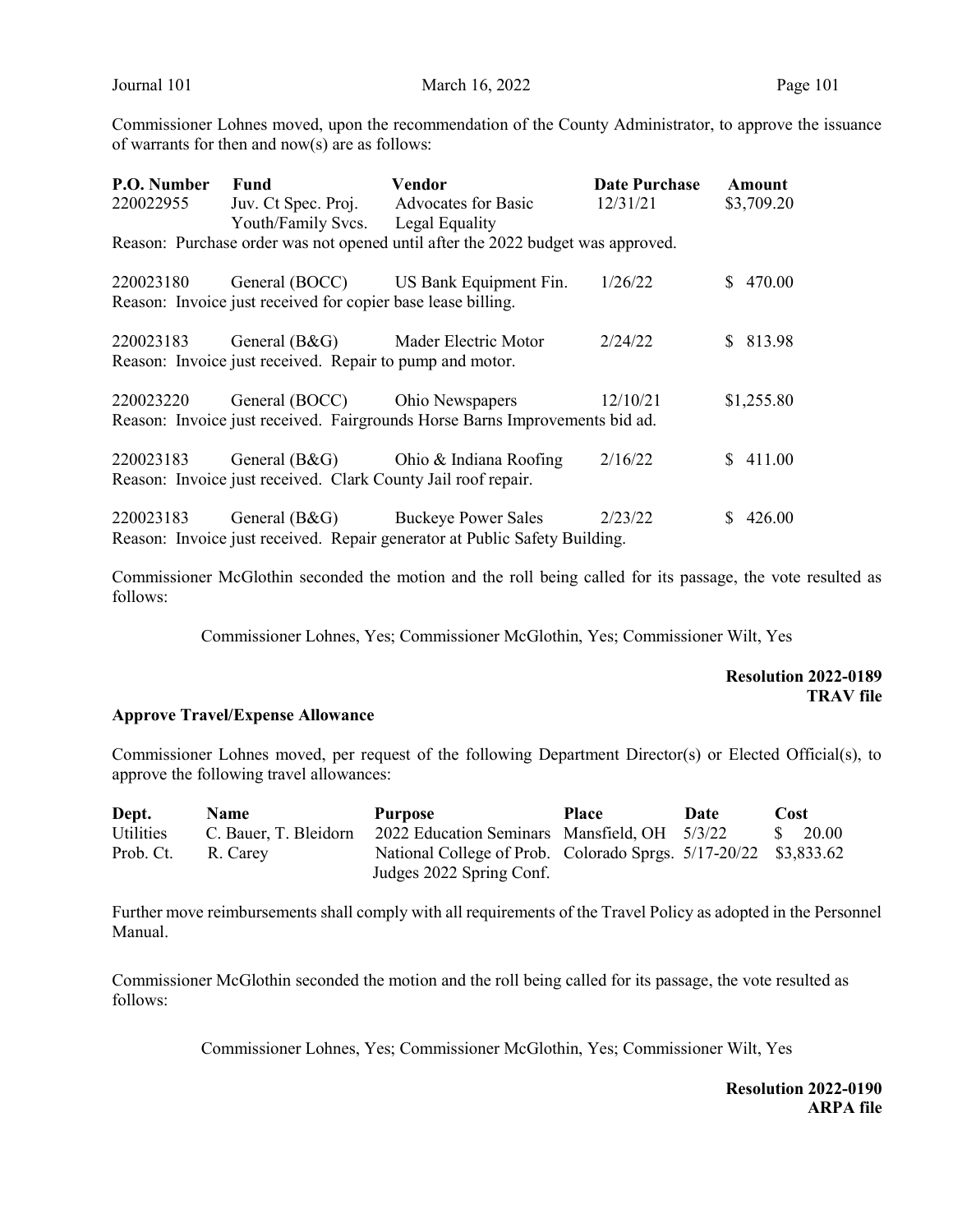Commissioner Lohnes moved, upon the recommendation of the County Administrator, to approve the issuance of warrants for then and now(s) are as follows:

| P.O. Number | Fund | Vendor | Date Purchase | Amount |
|---|---|---|---|---|
| 220022955 | Juv. Ct Spec. Proj. Youth/Family Svcs. | Advocates for Basic Legal Equality | 12/31/21 | $3,709.20 |

Reason: Purchase order was not opened until after the 2022 budget was approved.

| P.O. Number | Fund | Vendor | Date Purchase | Amount |
|---|---|---|---|---|
| 220023180 | General (BOCC) | US Bank Equipment Fin. | 1/26/22 | $ 470.00 |

Reason: Invoice just received for copier base lease billing.

| P.O. Number | Fund | Vendor | Date Purchase | Amount |
|---|---|---|---|---|
| 220023183 | General (B&G) | Mader Electric Motor | 2/24/22 | $ 813.98 |

Reason: Invoice just received. Repair to pump and motor.

| P.O. Number | Fund | Vendor | Date Purchase | Amount |
|---|---|---|---|---|
| 220023220 | General (BOCC) | Ohio Newspapers | 12/10/21 | $1,255.80 |

Reason: Invoice just received. Fairgrounds Horse Barns Improvements bid ad.

| P.O. Number | Fund | Vendor | Date Purchase | Amount |
|---|---|---|---|---|
| 220023183 | General (B&G) | Ohio & Indiana Roofing | 2/16/22 | $ 411.00 |

Reason: Invoice just received. Clark County Jail roof repair.

| P.O. Number | Fund | Vendor | Date Purchase | Amount |
|---|---|---|---|---|
| 220023183 | General (B&G) | Buckeye Power Sales | 2/23/22 | $ 426.00 |

Reason: Invoice just received. Repair generator at Public Safety Building.

Commissioner McGlothin seconded the motion and the roll being called for its passage, the vote resulted as follows:

Commissioner Lohnes, Yes; Commissioner McGlothin, Yes; Commissioner Wilt, Yes

**Resolution 2022-0189**
**TRAV file**

**Approve Travel/Expense Allowance**

Commissioner Lohnes moved, per request of the following Department Director(s) or Elected Official(s), to approve the following travel allowances:

| Dept. | Name | Purpose | Place | Date | Cost |
|---|---|---|---|---|---|
| Utilities | C. Bauer, T. Bleidorn | 2022 Education Seminars | Mansfield, OH | 5/3/22 | $ 20.00 |
| Prob. Ct. | R. Carey | National College of Prob. Judges 2022 Spring Conf. | Colorado Sprgs. | 5/17-20/22 | $3,833.62 |

Further move reimbursements shall comply with all requirements of the Travel Policy as adopted in the Personnel Manual.

Commissioner McGlothin seconded the motion and the roll being called for its passage, the vote resulted as follows:

Commissioner Lohnes, Yes; Commissioner McGlothin, Yes; Commissioner Wilt, Yes

**Resolution 2022-0190**
**ARPA file**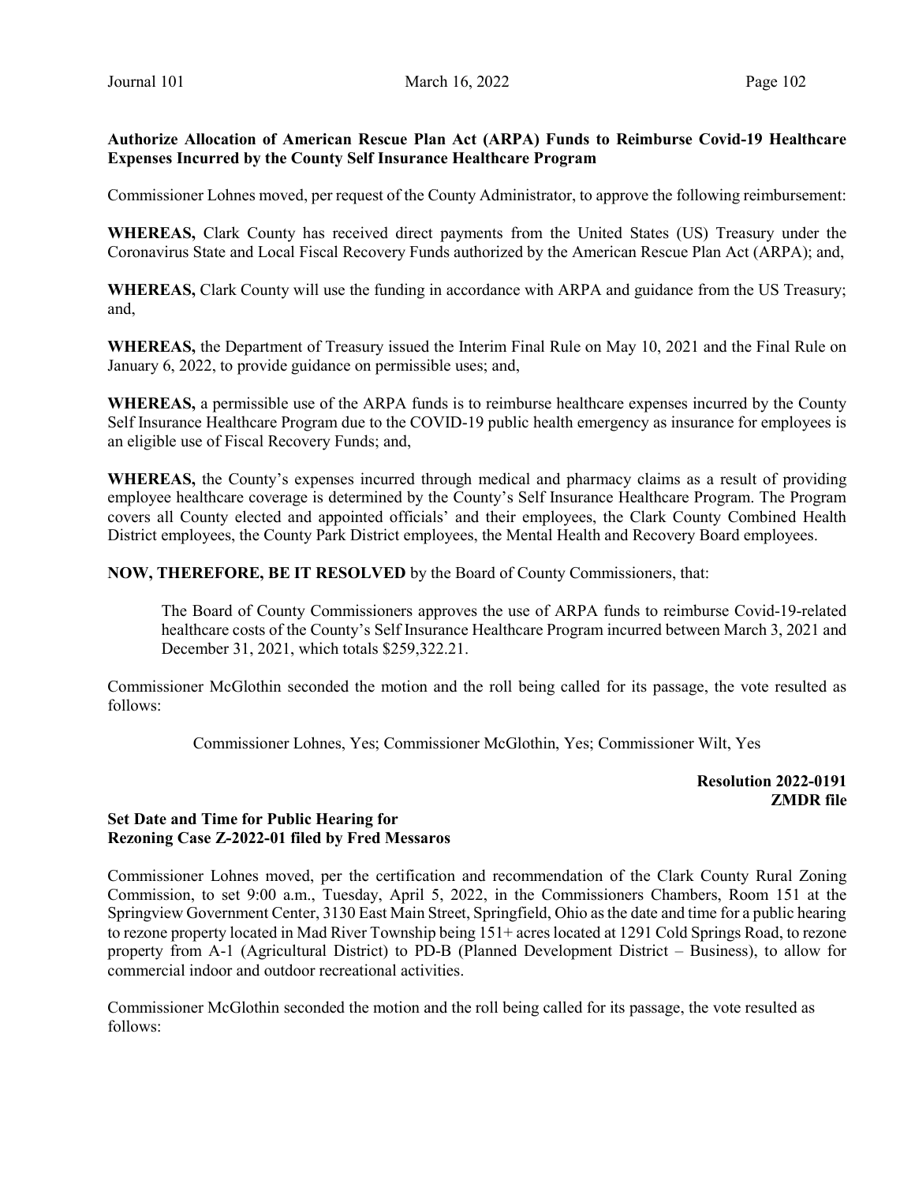**Authorize Allocation of American Rescue Plan Act (ARPA) Funds to Reimburse Covid-19 Healthcare Expenses Incurred by the County Self Insurance Healthcare Program**

Commissioner Lohnes moved, per request of the County Administrator, to approve the following reimbursement:

**WHEREAS,** Clark County has received direct payments from the United States (US) Treasury under the Coronavirus State and Local Fiscal Recovery Funds authorized by the American Rescue Plan Act (ARPA); and,

**WHEREAS,** Clark County will use the funding in accordance with ARPA and guidance from the US Treasury; and,

**WHEREAS,** the Department of Treasury issued the Interim Final Rule on May 10, 2021 and the Final Rule on January 6, 2022, to provide guidance on permissible uses; and,

**WHEREAS,** a permissible use of the ARPA funds is to reimburse healthcare expenses incurred by the County Self Insurance Healthcare Program due to the COVID-19 public health emergency as insurance for employees is an eligible use of Fiscal Recovery Funds; and,

**WHEREAS,** the County's expenses incurred through medical and pharmacy claims as a result of providing employee healthcare coverage is determined by the County's Self Insurance Healthcare Program. The Program covers all County elected and appointed officials' and their employees, the Clark County Combined Health District employees, the County Park District employees, the Mental Health and Recovery Board employees.

**NOW, THEREFORE, BE IT RESOLVED** by the Board of County Commissioners, that:

> The Board of County Commissioners approves the use of ARPA funds to reimburse Covid-19-related healthcare costs of the County's Self Insurance Healthcare Program incurred between March 3, 2021 and December 31, 2021, which totals $259,322.21.

Commissioner McGlothin seconded the motion and the roll being called for its passage, the vote resulted as follows:

Commissioner Lohnes, Yes; Commissioner McGlothin, Yes; Commissioner Wilt, Yes

**Resolution 2022-0191**
**ZMDR file**

**Set Date and Time for Public Hearing for Rezoning Case Z-2022-01 filed by Fred Messaros**

Commissioner Lohnes moved, per the certification and recommendation of the Clark County Rural Zoning Commission, to set 9:00 a.m., Tuesday, April 5, 2022, in the Commissioners Chambers, Room 151 at the Springview Government Center, 3130 East Main Street, Springfield, Ohio as the date and time for a public hearing to rezone property located in Mad River Township being 151+ acres located at 1291 Cold Springs Road, to rezone property from A-1 (Agricultural District) to PD-B (Planned Development District – Business), to allow for commercial indoor and outdoor recreational activities.

Commissioner McGlothin seconded the motion and the roll being called for its passage, the vote resulted as follows: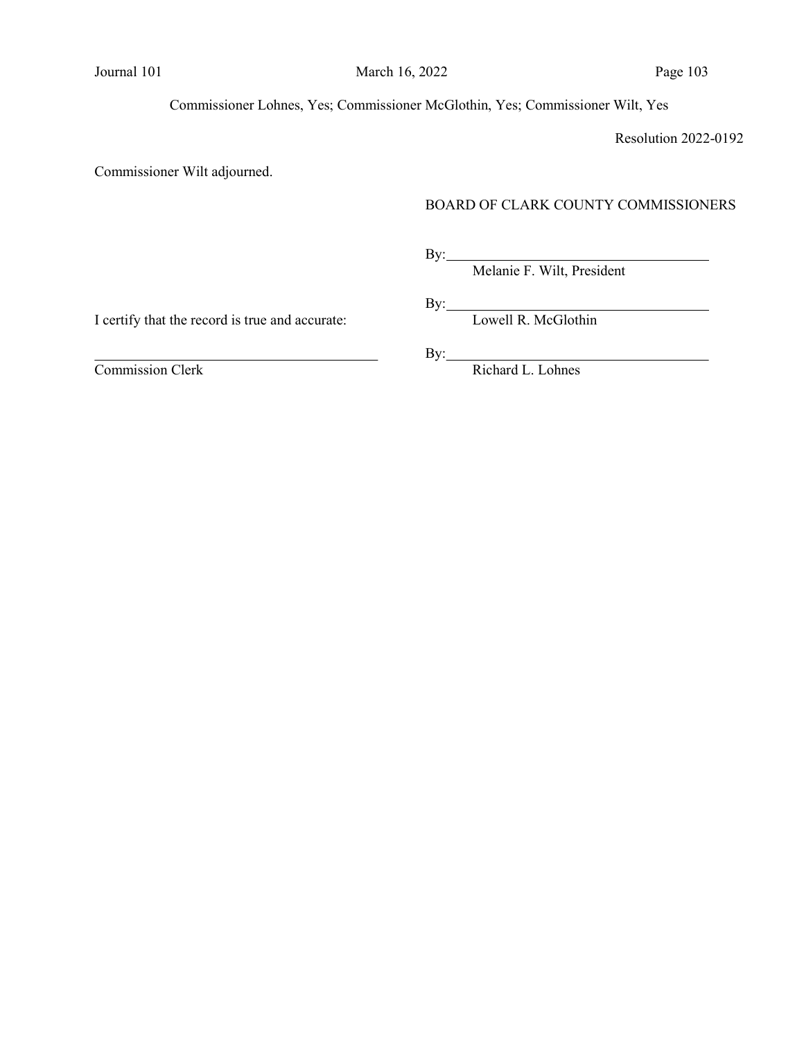Commissioner Lohnes, Yes; Commissioner McGlothin, Yes; Commissioner Wilt, Yes

Resolution 2022-0192

Commissioner Wilt adjourned.

BOARD OF CLARK COUNTY COMMISSIONERS

By:\_\_\_\_\_\_\_\_\_\_\_\_\_\_\_\_\_\_\_\_\_\_\_\_\_\_\_\_\_\_\_\_\_\_\_\_
Melanie F. Wilt, President

By:\_\_\_\_\_\_\_\_\_\_\_\_\_\_\_\_\_\_\_\_\_\_\_\_\_\_\_\_\_\_\_\_\_\_\_\_
Lowell R. McGlothin

By:\_\_\_\_\_\_\_\_\_\_\_\_\_\_\_\_\_\_\_\_\_\_\_\_\_\_\_\_\_\_\_\_\_\_\_\_
Richard L. Lohnes

I certify that the record is true and accurate:

\_\_\_\_\_\_\_\_\_\_\_\_\_\_\_\_\_\_\_\_\_\_\_\_\_\_\_\_\_\_\_\_\_\_\_\_\_\_\_\_
Commission Clerk